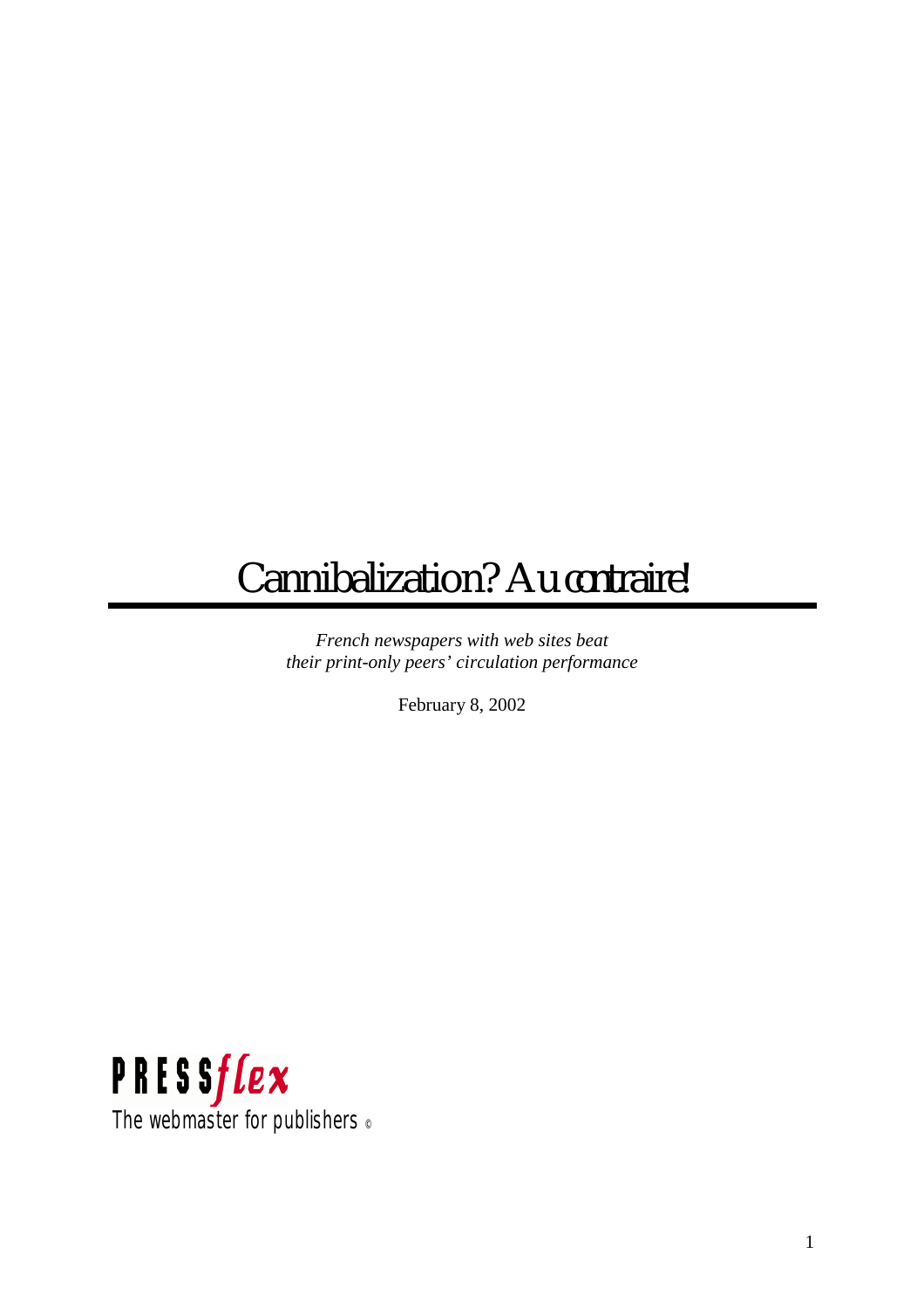# Cannibalization? Au contraire!

*French newspapers with web sites beat their print-only peers' circulation performance*

February 8, 2002

**PRESS*flex***

The webmaster for publishers ©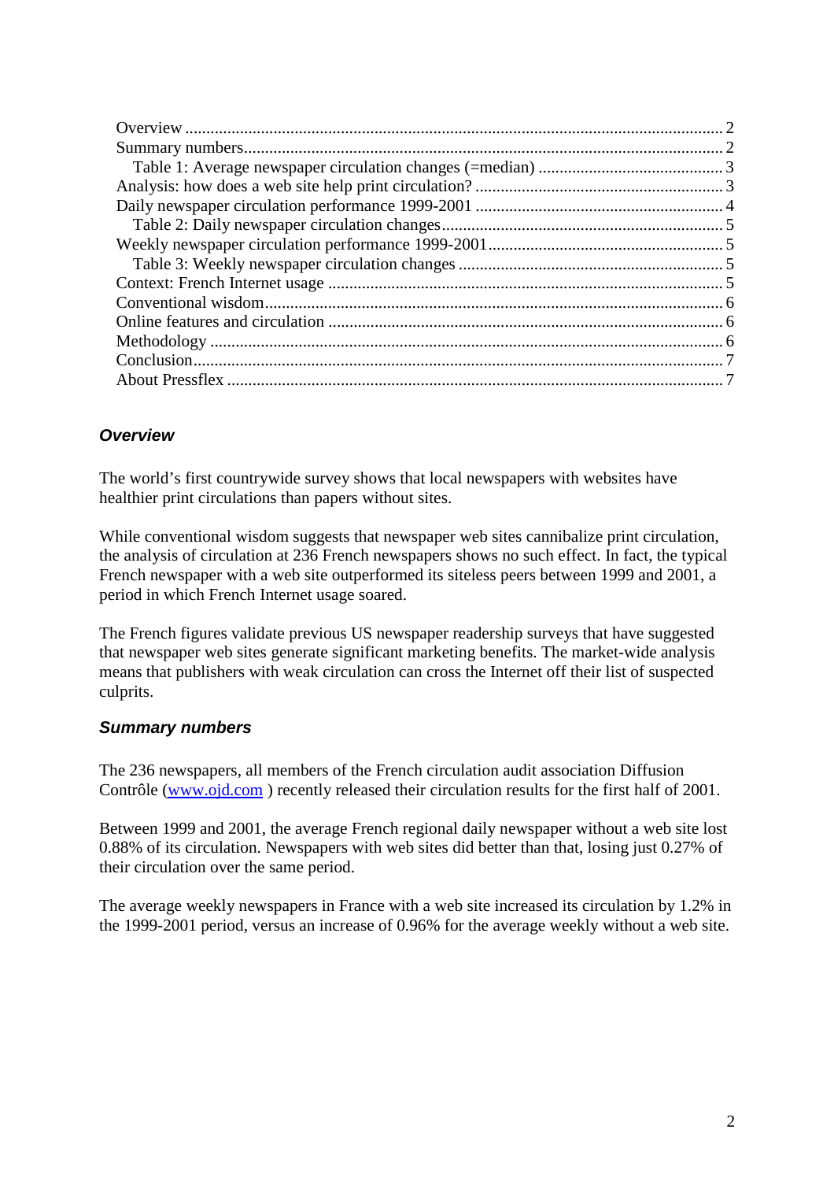Overview ........................................................................................................................ 2
Summary numbers........................................................................................................... 2
  Table 1: Average newspaper circulation changes (=median) ........................................... 3
Analysis: how does a web site help print circulation? .......................................................... 3
Daily newspaper circulation performance 1999-2001 .......................................................... 4
  Table 2: Daily newspaper circulation changes.................................................................. 5
Weekly newspaper circulation performance 1999-2001...................................................... 5
  Table 3: Weekly newspaper circulation changes .............................................................. 5
Context: French Internet usage ............................................................................................ 5
Conventional wisdom............................................................................................................ 6
Online features and circulation ............................................................................................ 6
Methodology ........................................................................................................................ 6
Conclusion............................................................................................................................ 7
About Pressflex ..................................................................................................................... 7

### ***Overview***

The world's first countrywide survey shows that local newspapers with websites have healthier print circulations than papers without sites.

While conventional wisdom suggests that newspaper web sites cannibalize print circulation, the analysis of circulation at 236 French newspapers shows no such effect. In fact, the typical French newspaper with a web site outperformed its siteless peers between 1999 and 2001, a period in which French Internet usage soared.

The French figures validate previous US newspaper readership surveys that have suggested that newspaper web sites generate significant marketing benefits. The market-wide analysis means that publishers with weak circulation can cross the Internet off their list of suspected culprits.

### ***Summary numbers***

The 236 newspapers, all members of the French circulation audit association Diffusion Contrôle (www.ojd.com ) recently released their circulation results for the first half of 2001.

Between 1999 and 2001, the average French regional daily newspaper without a web site lost 0.88% of its circulation. Newspapers with web sites did better than that, losing just 0.27% of their circulation over the same period.

The average weekly newspapers in France with a web site increased its circulation by 1.2% in the 1999-2001 period, versus an increase of 0.96% for the average weekly without a web site.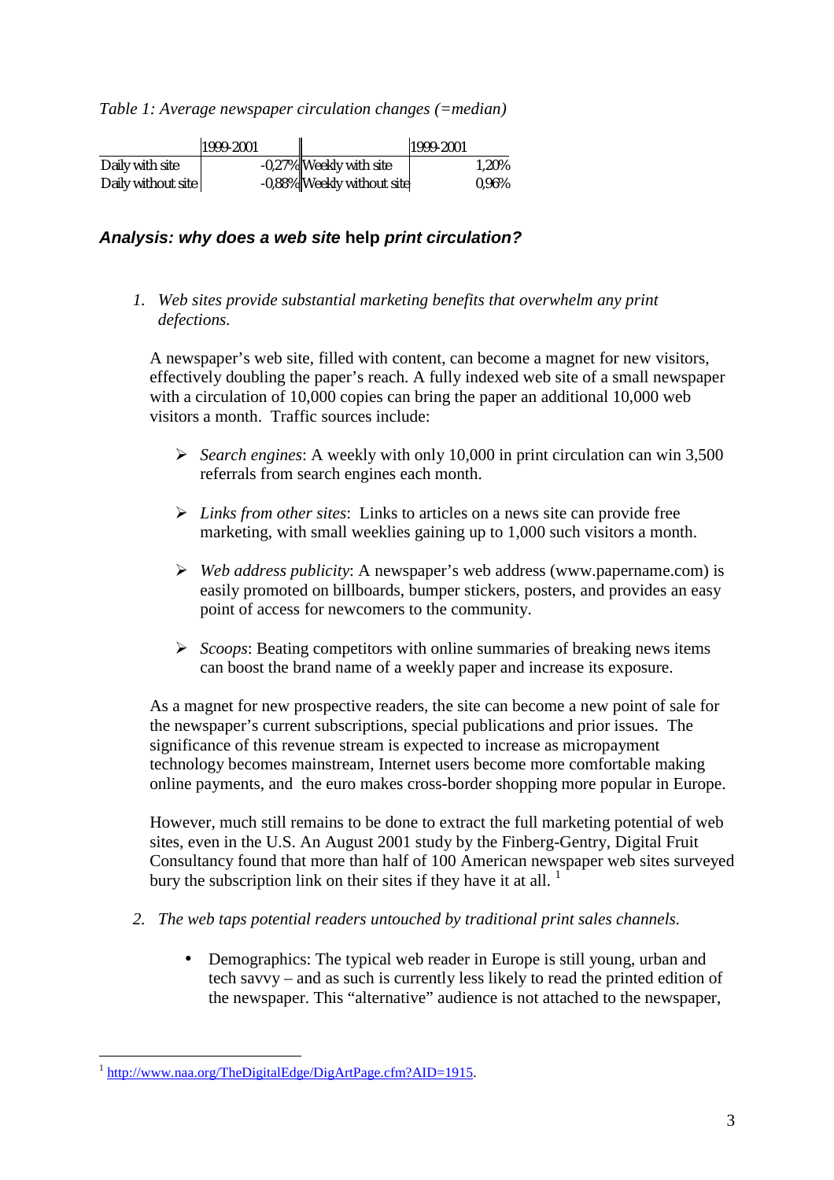*Table 1: Average newspaper circulation changes (=median)*

| | 1999-2001 | | 1999-2001 |
|---|---|---|---|
| Daily with site | -0,27% | Weekly with site | 1,20% |
| Daily without site | -0,88% | Weekly without site | 0,96% |

### ***Analysis: why does a web site* help *print circulation?***

1. *Web sites provide substantial marketing benefits that overwhelm any print defections.*

   A newspaper's web site, filled with content, can become a magnet for new visitors, effectively doubling the paper's reach. A fully indexed web site of a small newspaper with a circulation of 10,000 copies can bring the paper an additional 10,000 web visitors a month. Traffic sources include:

   - *Search engines*: A weekly with only 10,000 in print circulation can win 3,500 referrals from search engines each month.
   - *Links from other sites*: Links to articles on a news site can provide free marketing, with small weeklies gaining up to 1,000 such visitors a month.
   - *Web address publicity*: A newspaper's web address (www.papername.com) is easily promoted on billboards, bumper stickers, posters, and provides an easy point of access for newcomers to the community.
   - *Scoops*: Beating competitors with online summaries of breaking news items can boost the brand name of a weekly paper and increase its exposure.

   As a magnet for new prospective readers, the site can become a new point of sale for the newspaper's current subscriptions, special publications and prior issues. The significance of this revenue stream is expected to increase as micropayment technology becomes mainstream, Internet users become more comfortable making online payments, and the euro makes cross-border shopping more popular in Europe.

   However, much still remains to be done to extract the full marketing potential of web sites, even in the U.S. An August 2001 study by the Finberg-Gentry, Digital Fruit Consultancy found that more than half of 100 American newspaper web sites surveyed bury the subscription link on their sites if they have it at all. [1]

2. *The web taps potential readers untouched by traditional print sales channels.*

   - Demographics: The typical web reader in Europe is still young, urban and tech savvy – and as such is currently less likely to read the printed edition of the newspaper. This "alternative" audience is not attached to the newspaper,

---

[1] http://www.naa.org/TheDigitalEdge/DigArtPage.cfm?AID=1915.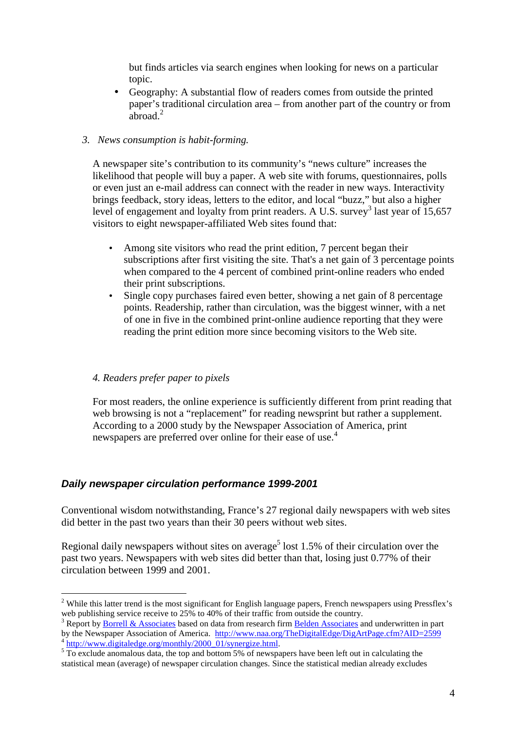but finds articles via search engines when looking for news on a particular topic.

- Geography: A substantial flow of readers comes from outside the printed paper's traditional circulation area – from another part of the country or from abroad.[2]

3. *News consumption is habit-forming.*

A newspaper site's contribution to its community's "news culture" increases the likelihood that people will buy a paper. A web site with forums, questionnaires, polls or even just an e-mail address can connect with the reader in new ways. Interactivity brings feedback, story ideas, letters to the editor, and local "buzz," but also a higher level of engagement and loyalty from print readers. A U.S. survey[3] last year of 15,657 visitors to eight newspaper-affiliated Web sites found that:

- Among site visitors who read the print edition, 7 percent began their subscriptions after first visiting the site. That's a net gain of 3 percentage points when compared to the 4 percent of combined print-online readers who ended their print subscriptions.
- Single copy purchases faired even better, showing a net gain of 8 percentage points. Readership, rather than circulation, was the biggest winner, with a net of one in five in the combined print-online audience reporting that they were reading the print edition more since becoming visitors to the Web site.

*4. Readers prefer paper to pixels*

For most readers, the online experience is sufficiently different from print reading that web browsing is not a "replacement" for reading newsprint but rather a supplement. According to a 2000 study by the Newspaper Association of America, print newspapers are preferred over online for their ease of use.[4]

### ***Daily newspaper circulation performance 1999-2001***

Conventional wisdom notwithstanding, France's 27 regional daily newspapers with web sites did better in the past two years than their 30 peers without web sites.

Regional daily newspapers without sites on average[5] lost 1.5% of their circulation over the past two years. Newspapers with web sites did better than that, losing just 0.77% of their circulation between 1999 and 2001.

---

[2] While this latter trend is the most significant for English language papers, French newspapers using Pressflex's web publishing service receive to 25% to 40% of their traffic from outside the country.

[3] Report by Borrell & Associates based on data from research firm Belden Associates and underwritten in part by the Newspaper Association of America. http://www.naa.org/TheDigitalEdge/DigArtPage.cfm?AID=2599

[4] http://www.digitaledge.org/monthly/2000_01/synergize.html.

[5] To exclude anomalous data, the top and bottom 5% of newspapers have been left out in calculating the statistical mean (average) of newspaper circulation changes. Since the statistical median already excludes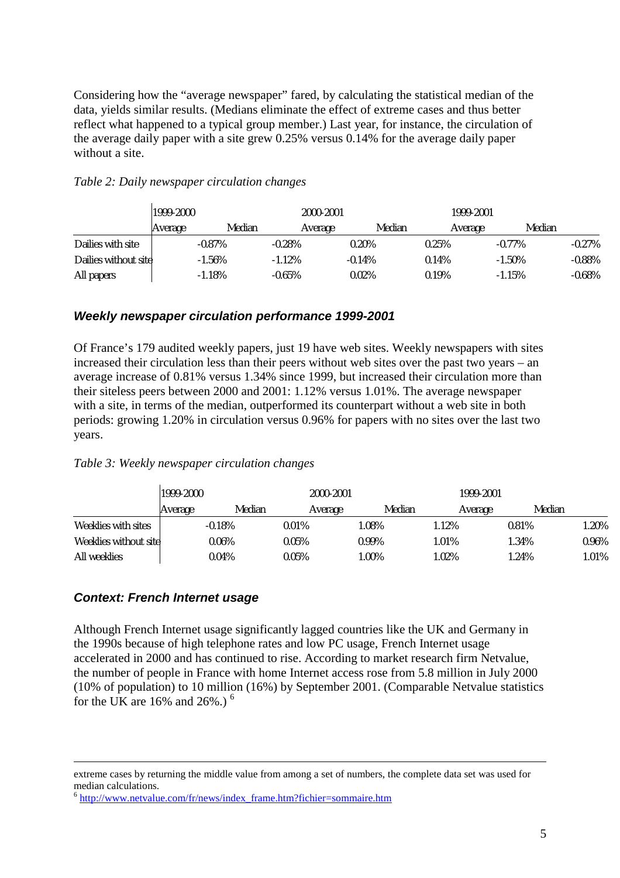Considering how the "average newspaper" fared, by calculating the statistical median of the data, yields similar results. (Medians eliminate the effect of extreme cases and thus better reflect what happened to a typical group member.) Last year, for instance, the circulation of the average daily paper with a site grew 0.25% versus 0.14% for the average daily paper without a site.

*Table 2: Daily newspaper circulation changes*

| | 1999-2000 | | 2000-2001 | | 1999-2001 | |
|---|---|---|---|---|---|---|
| | Average | Median | Average | Median | Average | Median |
| Dailies with site | -0.87% | -0.28% | 0.20% | 0.25% | -0.77% | -0.27% |
| Dailies without site | -1.56% | -1.12% | -0.14% | 0.14% | -1.50% | -0.88% |
| All papers | -1.18% | -0.65% | 0.02% | 0.19% | -1.15% | -0.68% |

### Weekly newspaper circulation performance 1999-2001

Of France's 179 audited weekly papers, just 19 have web sites. Weekly newspapers with sites increased their circulation less than their peers without web sites over the past two years – an average increase of 0.81% versus 1.34% since 1999, but increased their circulation more than their siteless peers between 2000 and 2001: 1.12% versus 1.01%. The average newspaper with a site, in terms of the median, outperformed its counterpart without a web site in both periods: growing 1.20% in circulation versus 0.96% for papers with no sites over the last two years.

*Table 3: Weekly newspaper circulation changes*

| | 1999-2000 | | 2000-2001 | | 1999-2001 | |
|---|---|---|---|---|---|---|
| | Average | Median | Average | Median | Average | Median |
| Weeklies with sites | -0.18% | 0.01% | 1.08% | 1.12% | 0.81% | 1.20% |
| Weeklies without site | 0.06% | 0.05% | 0.99% | 1.01% | 1.34% | 0.96% |
| All weeklies | 0.04% | 0.05% | 1.00% | 1.02% | 1.24% | 1.01% |

### Context: French Internet usage

Although French Internet usage significantly lagged countries like the UK and Germany in the 1990s because of high telephone rates and low PC usage, French Internet usage accelerated in 2000 and has continued to rise. According to market research firm Netvalue, the number of people in France with home Internet access rose from 5.8 million in July 2000 (10% of population) to 10 million (16%) by September 2001. (Comparable Netvalue statistics for the UK are 16% and 26%.) [6]

---

extreme cases by returning the middle value from among a set of numbers, the complete data set was used for median calculations.

[6] http://www.netvalue.com/fr/news/index_frame.htm?fichier=sommaire.htm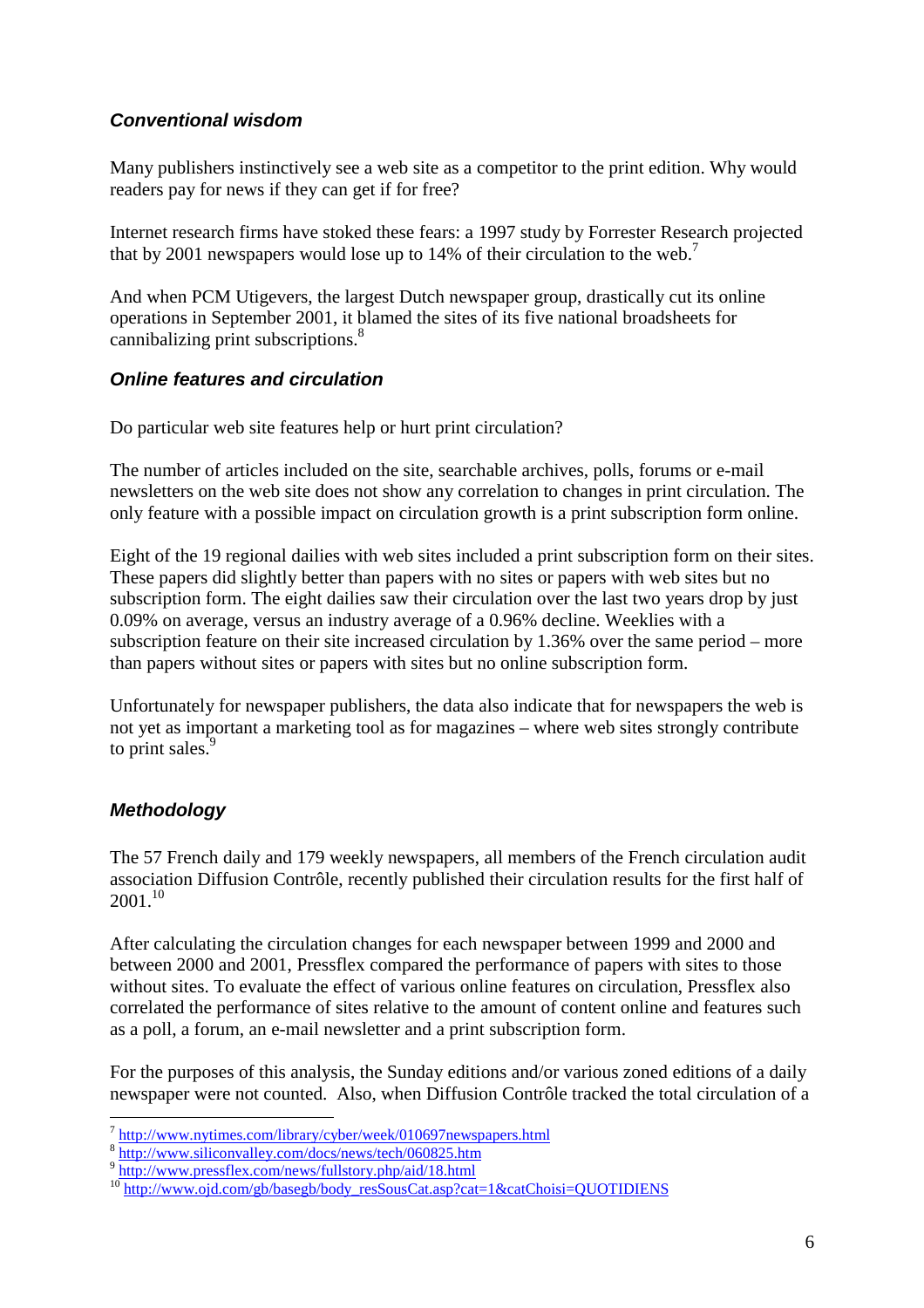### *Conventional wisdom*

Many publishers instinctively see a web site as a competitor to the print edition. Why would readers pay for news if they can get if for free?

Internet research firms have stoked these fears: a 1997 study by Forrester Research projected that by 2001 newspapers would lose up to 14% of their circulation to the web.[7]

And when PCM Utigevers, the largest Dutch newspaper group, drastically cut its online operations in September 2001, it blamed the sites of its five national broadsheets for cannibalizing print subscriptions.[8]

### *Online features and circulation*

Do particular web site features help or hurt print circulation?

The number of articles included on the site, searchable archives, polls, forums or e-mail newsletters on the web site does not show any correlation to changes in print circulation. The only feature with a possible impact on circulation growth is a print subscription form online.

Eight of the 19 regional dailies with web sites included a print subscription form on their sites. These papers did slightly better than papers with no sites or papers with web sites but no subscription form. The eight dailies saw their circulation over the last two years drop by just 0.09% on average, versus an industry average of a 0.96% decline. Weeklies with a subscription feature on their site increased circulation by 1.36% over the same period – more than papers without sites or papers with sites but no online subscription form.

Unfortunately for newspaper publishers, the data also indicate that for newspapers the web is not yet as important a marketing tool as for magazines – where web sites strongly contribute to print sales.[9]

### *Methodology*

The 57 French daily and 179 weekly newspapers, all members of the French circulation audit association Diffusion Contrôle, recently published their circulation results for the first half of 2001.[10]

After calculating the circulation changes for each newspaper between 1999 and 2000 and between 2000 and 2001, Pressflex compared the performance of papers with sites to those without sites. To evaluate the effect of various online features on circulation, Pressflex also correlated the performance of sites relative to the amount of content online and features such as a poll, a forum, an e-mail newsletter and a print subscription form.

For the purposes of this analysis, the Sunday editions and/or various zoned editions of a daily newspaper were not counted. Also, when Diffusion Contrôle tracked the total circulation of a

---

[7] http://www.nytimes.com/library/cyber/week/010697newspapers.html
[8] http://www.siliconvalley.com/docs/news/tech/060825.htm
[9] http://www.pressflex.com/news/fullstory.php/aid/18.html
[10] http://www.ojd.com/gb/basegb/body_resSousCat.asp?cat=1&catChoisi=QUOTIDIENS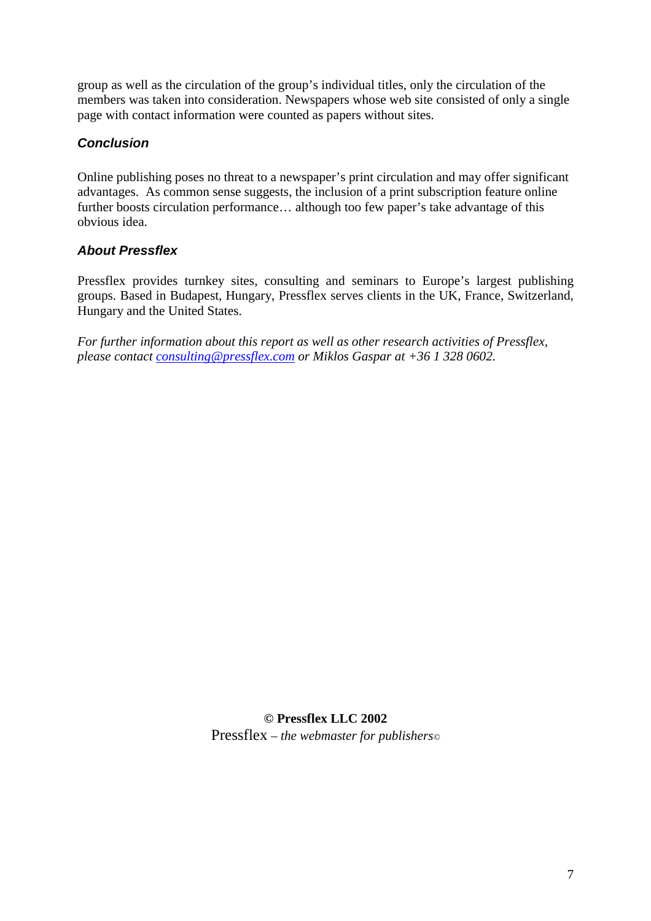group as well as the circulation of the group's individual titles, only the circulation of the members was taken into consideration. Newspapers whose web site consisted of only a single page with contact information were counted as papers without sites.

### *Conclusion*

Online publishing poses no threat to a newspaper's print circulation and may offer significant advantages. As common sense suggests, the inclusion of a print subscription feature online further boosts circulation performance… although too few paper's take advantage of this obvious idea.

### *About Pressflex*

Pressflex provides turnkey sites, consulting and seminars to Europe's largest publishing groups. Based in Budapest, Hungary, Pressflex serves clients in the UK, France, Switzerland, Hungary and the United States.

*For further information about this report as well as other research activities of Pressflex, please contact consulting@pressflex.com or Miklos Gaspar at +36 1 328 0602.*

**© Pressflex LLC 2002**

Pressflex – *the webmaster for publishers©*